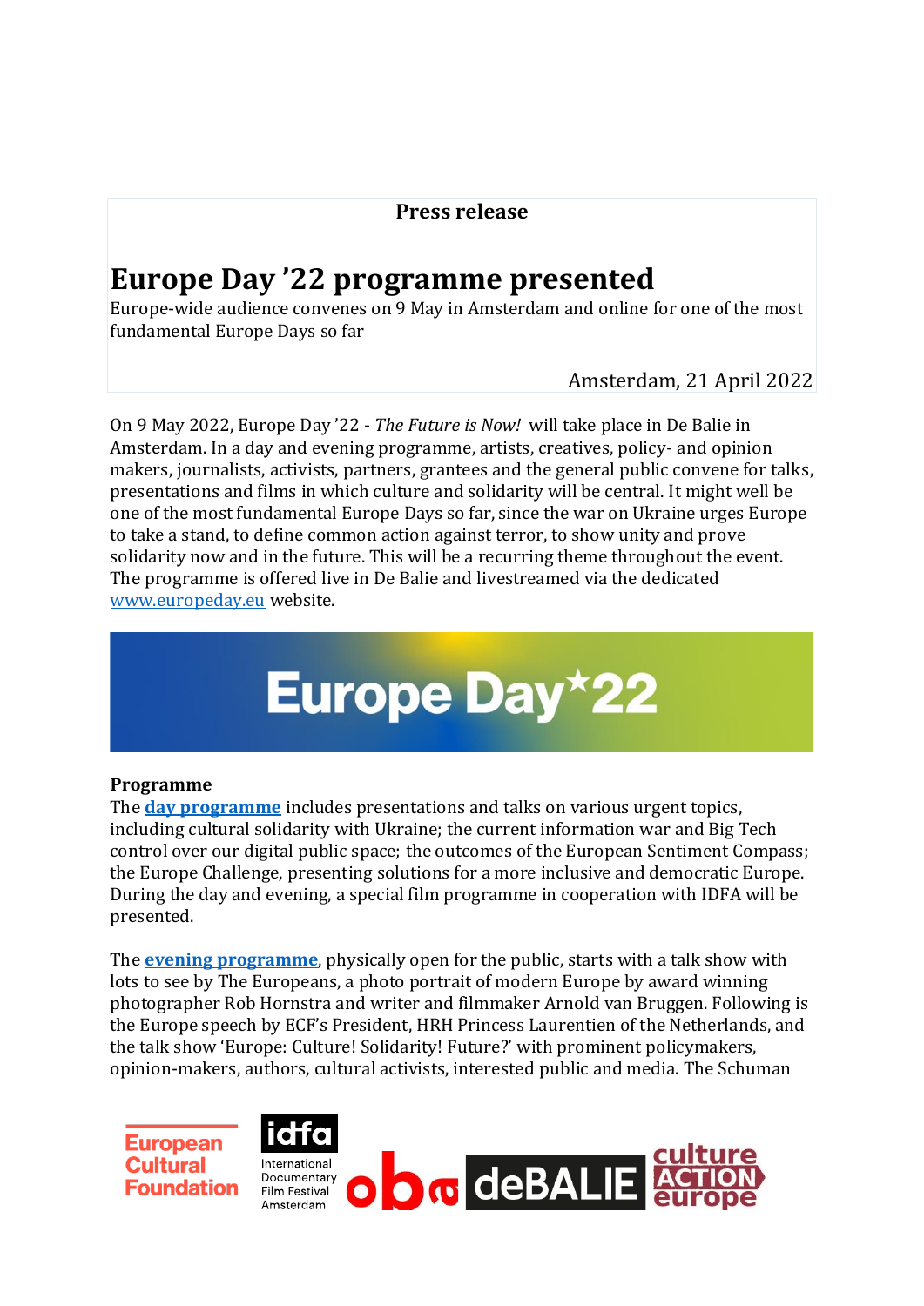**Press release**

# Europe Day '22 programme presented

Europe-wide audience convenes on 9 May in Amsterdam and online for one of the most fundamental Europe Days so far

Amsterdam, 21 April 2022

On 9 May 2022, Europe Day '22 - *The Future is Now!* will take place in De Balie in Amsterdam. In a day and evening programme, artists, creatives, policy- and opinion makers, journalists, activists, partners, grantees and the general public convene for talks, presentations and films in which culture and solidarity will be central. It might well be one of the most fundamental Europe Days so far, since the war on Ukraine urges Europe to take a stand, to define common action against terror, to show unity and prove solidarity now and in the future. This will be a recurring theme throughout the event. The programme is offered live in De Balie and livestreamed via the dedicated [www.europeday.eu](www.europeday.eu) website.

Europe Day*22

## Programme

The **day programme** includes presentations and talks on various urgent topics, including cultural solidarity with Ukraine; the current information war and Big Tech control over our digital public space; the outcomes of the European Sentiment Compass; the Europe Challenge, presenting solutions for a more inclusive and democratic Europe. During the day and evening, a special film programme in cooperation with IDFA will be presented.

The **evening programme**, physically open for the public, starts with a talk show with lots to see by The Europeans, a photo portrait of modern Europe by award winning photographer Rob Hornstra and writer and filmmaker Arnold van Bruggen. Following is the Europe speech by ECF's President, HRH Princess Laurentien of the Netherlands, and the talk show 'Europe: Culture! Solidarity! Future?' with prominent policymakers, opinion-makers, authors, cultural activists, interested public and media. The Schuman

European Cultural Foundation | idfa International Documentary Film Festival Amsterdam | oba | deBALIE | culture ACTION europe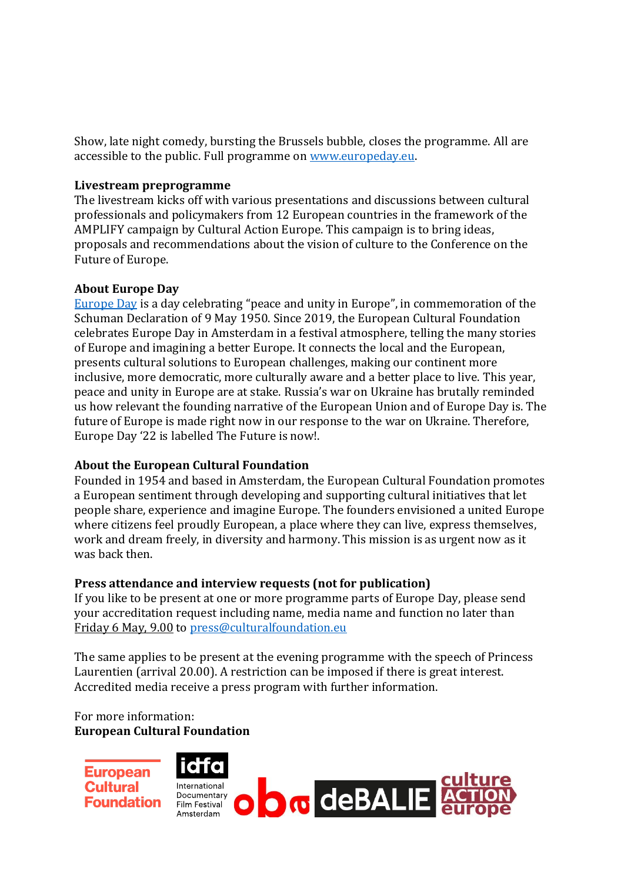Show, late night comedy, bursting the Brussels bubble, closes the programme. All are accessible to the public. Full programme on [www.europeday.eu](www.europeday.eu).

**Livestream preprogramme**
The livestream kicks off with various presentations and discussions between cultural professionals and policymakers from 12 European countries in the framework of the AMPLIFY campaign by Cultural Action Europe. This campaign is to bring ideas, proposals and recommendations about the vision of culture to the Conference on the Future of Europe.

**About Europe Day**
Europe Day is a day celebrating "peace and unity in Europe", in commemoration of the Schuman Declaration of 9 May 1950. Since 2019, the European Cultural Foundation celebrates Europe Day in Amsterdam in a festival atmosphere, telling the many stories of Europe and imagining a better Europe. It connects the local and the European, presents cultural solutions to European challenges, making our continent more inclusive, more democratic, more culturally aware and a better place to live. This year, peace and unity in Europe are at stake. Russia's war on Ukraine has brutally reminded us how relevant the founding narrative of the European Union and of Europe Day is. The future of Europe is made right now in our response to the war on Ukraine. Therefore, Europe Day '22 is labelled The Future is now!.

**About the European Cultural Foundation**
Founded in 1954 and based in Amsterdam, the European Cultural Foundation promotes a European sentiment through developing and supporting cultural initiatives that let people share, experience and imagine Europe. The founders envisioned a united Europe where citizens feel proudly European, a place where they can live, express themselves, work and dream freely, in diversity and harmony. This mission is as urgent now as it was back then.

**Press attendance and interview requests (not for publication)**
If you like to be present at one or more programme parts of Europe Day, please send your accreditation request including name, media name and function no later than Friday 6 May, 9.00 to press@culturalfoundation.eu

The same applies to be present at the evening programme with the speech of Princess Laurentien (arrival 20.00). A restriction can be imposed if there is great interest. Accredited media receive a press program with further information.

For more information:
**European Cultural Foundation**

European Cultural Foundation | idfa International Documentary Film Festival Amsterdam | oba | deBALIE | culture ACTION europe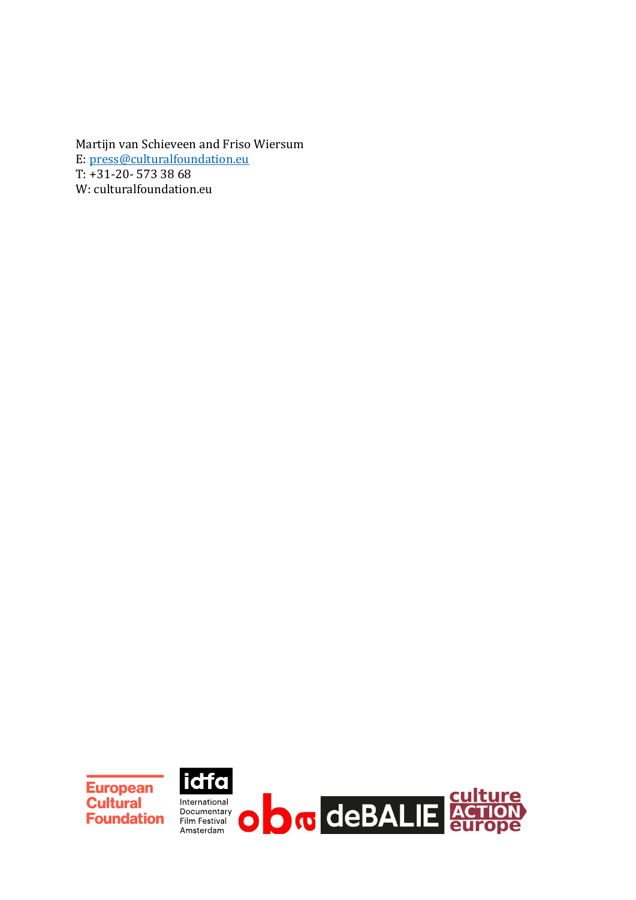Martijn van Schieveen and Friso Wiersum
E: press@culturalfoundation.eu
T: +31-20- 573 38 68
W: culturalfoundation.eu